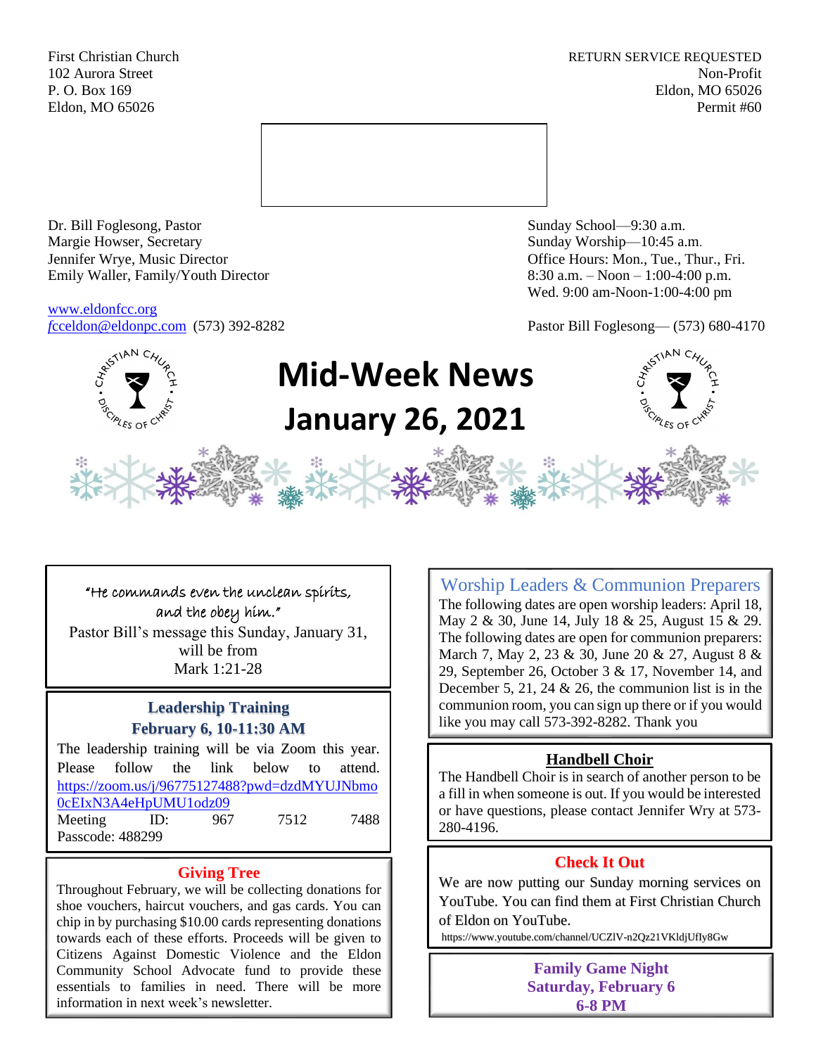First Christian Church
102 Aurora Street
P. O. Box 169
Eldon, MO 65026

RETURN SERVICE REQUESTED
Non-Profit
Eldon, MO 65026
Permit #60

Dr. Bill Foglesong, Pastor
Margie Howser, Secretary
Jennifer Wrye, Music Director
Emily Waller, Family/Youth Director

www.eldonfcc.org
fcceldon@eldonpc.com (573) 392-8282

Sunday School—9:30 a.m.
Sunday Worship—10:45 a.m.
Office Hours: Mon., Tue., Thur., Fri.
8:30 a.m. – Noon – 1:00-4:00 p.m.
Wed. 9:00 am-Noon-1:00-4:00 pm

Pastor Bill Foglesong— (573) 680-4170

# Mid-Week News
# January 26, 2021

*"He commands even the unclean spirits, and the obey him."*

Pastor Bill's message this Sunday, January 31, will be from
Mark 1:21-28

## Leadership Training
**February 6, 10-11:30 AM**

The leadership training will be via Zoom this year. Please follow the link below to attend. https://zoom.us/j/96775127488?pwd=dzdMYUJNbmo0cEIxN3A4eHpUMU1odz09
Meeting ID: 967 7512 7488
Passcode: 488299

## Giving Tree

Throughout February, we will be collecting donations for shoe vouchers, haircut vouchers, and gas cards. You can chip in by purchasing $10.00 cards representing donations towards each of these efforts. Proceeds will be given to Citizens Against Domestic Violence and the Eldon Community School Advocate fund to provide these essentials to families in need. There will be more information in next week's newsletter.

## Worship Leaders & Communion Preparers

The following dates are open worship leaders: April 18, May 2 & 30, June 14, July 18 & 25, August 15 & 29. The following dates are open for communion preparers: March 7, May 2, 23 & 30, June 20 & 27, August 8 & 29, September 26, October 3 & 17, November 14, and December 5, 21, 24 & 26, the communion list is in the communion room, you can sign up there or if you would like you may call 573-392-8282. Thank you

## Handbell Choir

The Handbell Choir is in search of another person to be a fill in when someone is out. If you would be interested or have questions, please contact Jennifer Wry at 573-280-4196.

## Check It Out

We are now putting our Sunday morning services on YouTube. You can find them at First Christian Church of Eldon on YouTube.
https://www.youtube.com/channel/UCZlV-n2Qz21VKldjUfIy8Gw

## Family Game Night
**Saturday, February 6**
**6-8 PM**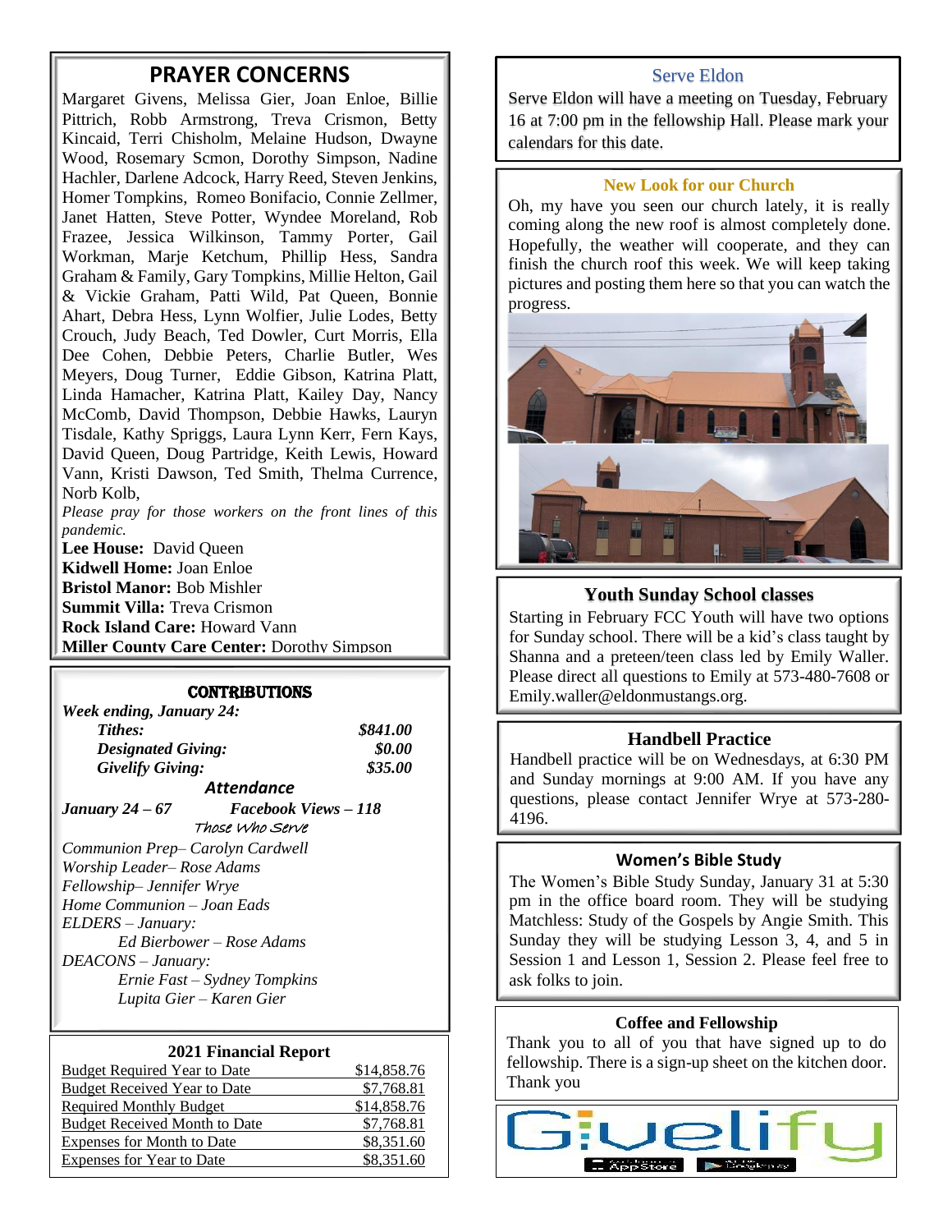## PRAYER CONCERNS

Margaret Givens, Melissa Gier, Joan Enloe, Billie Pittrich, Robb Armstrong, Treva Crismon, Betty Kincaid, Terri Chisholm, Melaine Hudson, Dwayne Wood, Rosemary Scmon, Dorothy Simpson, Nadine Hachler, Darlene Adcock, Harry Reed, Steven Jenkins, Homer Tompkins, Romeo Bonifacio, Connie Zellmer, Janet Hatten, Steve Potter, Wyndee Moreland, Rob Frazee, Jessica Wilkinson, Tammy Porter, Gail Workman, Marje Ketchum, Phillip Hess, Sandra Graham & Family, Gary Tompkins, Millie Helton, Gail & Vickie Graham, Patti Wild, Pat Queen, Bonnie Ahart, Debra Hess, Lynn Wolfier, Julie Lodes, Betty Crouch, Judy Beach, Ted Dowler, Curt Morris, Ella Dee Cohen, Debbie Peters, Charlie Butler, Wes Meyers, Doug Turner, Eddie Gibson, Katrina Platt, Linda Hamacher, Katrina Platt, Kailey Day, Nancy McComb, David Thompson, Debbie Hawks, Lauryn Tisdale, Kathy Spriggs, Laura Lynn Kerr, Fern Kays, David Queen, Doug Partridge, Keith Lewis, Howard Vann, Kristi Dawson, Ted Smith, Thelma Currence, Norb Kolb,

*Please pray for those workers on the front lines of this pandemic.*

**Lee House:** David Queen
**Kidwell Home:** Joan Enloe
**Bristol Manor:** Bob Mishler
**Summit Villa:** Treva Crismon
**Rock Island Care:** Howard Vann
**Miller County Care Center:** Dorothy Simpson

## CONTRIBUTIONS

***Week ending, January 24:***

| | |
|---|---|
| ***Tithes:*** | ***$841.00*** |
| ***Designated Giving:*** | ***$0.00*** |
| ***Givelify Giving:*** | ***$35.00*** |

### *Attendance*

***January 24 – 67*** ***Facebook Views – 118***

*Those Who Serve*

*Communion Prep– Carolyn Cardwell*
*Worship Leader– Rose Adams*
*Fellowship– Jennifer Wrye*
*Home Communion – Joan Eads*
*ELDERS – January:*
*Ed Bierbower – Rose Adams*
*DEACONS – January:*
*Ernie Fast – Sydney Tompkins*
*Lupita Gier – Karen Gier*

## 2021 Financial Report

| | |
|---|---|
| Budget Required Year to Date | $14,858.76 |
| Budget Received Year to Date | $7,768.81 |
| Required Monthly Budget | $14,858.76 |
| Budget Received Month to Date | $7,768.81 |
| Expenses for Month to Date | $8,351.60 |
| Expenses for Year to Date | $8,351.60 |

## Serve Eldon

Serve Eldon will have a meeting on Tuesday, February 16 at 7:00 pm in the fellowship Hall. Please mark your calendars for this date.

## New Look for our Church

Oh, my have you seen our church lately, it is really coming along the new roof is almost completely done. Hopefully, the weather will cooperate, and they can finish the church roof this week. We will keep taking pictures and posting them here so that you can watch the progress.

## Youth Sunday School classes

Starting in February FCC Youth will have two options for Sunday school. There will be a kid's class taught by Shanna and a preteen/teen class led by Emily Waller. Please direct all questions to Emily at 573-480-7608 or Emily.waller@eldonmustangs.org.

## Handbell Practice

Handbell practice will be on Wednesdays, at 6:30 PM and Sunday mornings at 9:00 AM. If you have any questions, please contact Jennifer Wrye at 573-280-4196.

## Women's Bible Study

The Women's Bible Study Sunday, January 31 at 5:30 pm in the office board room. They will be studying Matchless: Study of the Gospels by Angie Smith. This Sunday they will be studying Lesson 3, 4, and 5 in Session 1 and Lesson 1, Session 2. Please feel free to ask folks to join.

## Coffee and Fellowship

Thank you to all of you that have signed up to do fellowship. There is a sign-up sheet on the kitchen door. Thank you

Givelify